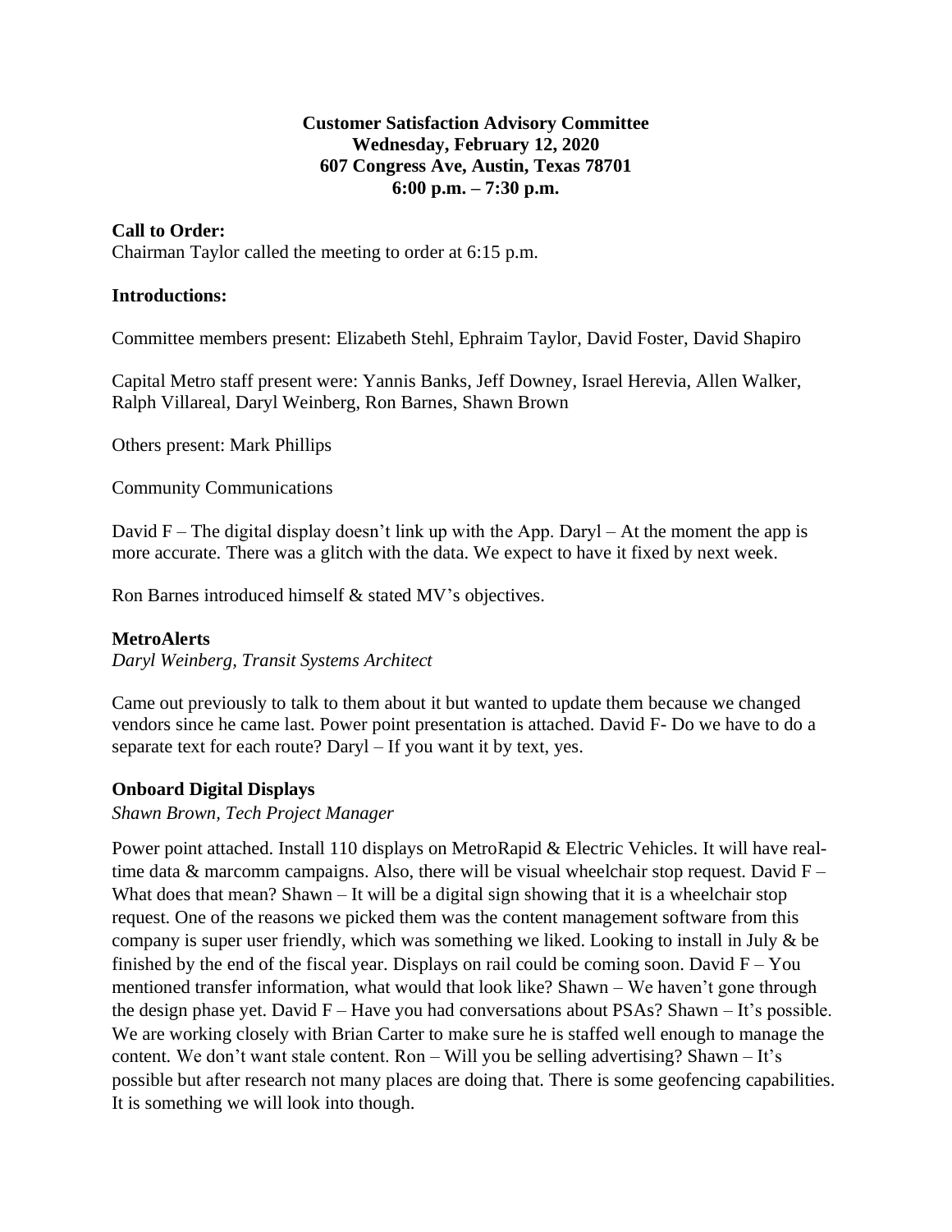**Customer Satisfaction Advisory Committee**
**Wednesday, February 12, 2020**
**607 Congress Ave, Austin, Texas 78701**
**6:00 p.m. – 7:30 p.m.**

**Call to Order:**
Chairman Taylor called the meeting to order at 6:15 p.m.

**Introductions:**

Committee members present: Elizabeth Stehl, Ephraim Taylor, David Foster, David Shapiro

Capital Metro staff present were: Yannis Banks, Jeff Downey, Israel Herevia, Allen Walker, Ralph Villareal, Daryl Weinberg, Ron Barnes, Shawn Brown

Others present: Mark Phillips

Community Communications

David F – The digital display doesn't link up with the App. Daryl – At the moment the app is more accurate. There was a glitch with the data. We expect to have it fixed by next week.

Ron Barnes introduced himself & stated MV's objectives.

**MetroAlerts**
*Daryl Weinberg, Transit Systems Architect*

Came out previously to talk to them about it but wanted to update them because we changed vendors since he came last. Power point presentation is attached. David F- Do we have to do a separate text for each route? Daryl – If you want it by text, yes.

**Onboard Digital Displays**
*Shawn Brown, Tech Project Manager*

Power point attached. Install 110 displays on MetroRapid & Electric Vehicles. It will have real-time data & marcomm campaigns. Also, there will be visual wheelchair stop request. David F – What does that mean? Shawn – It will be a digital sign showing that it is a wheelchair stop request. One of the reasons we picked them was the content management software from this company is super user friendly, which was something we liked. Looking to install in July & be finished by the end of the fiscal year. Displays on rail could be coming soon. David F – You mentioned transfer information, what would that look like? Shawn – We haven't gone through the design phase yet. David F – Have you had conversations about PSAs? Shawn – It's possible. We are working closely with Brian Carter to make sure he is staffed well enough to manage the content. We don't want stale content. Ron – Will you be selling advertising? Shawn – It's possible but after research not many places are doing that. There is some geofencing capabilities. It is something we will look into though.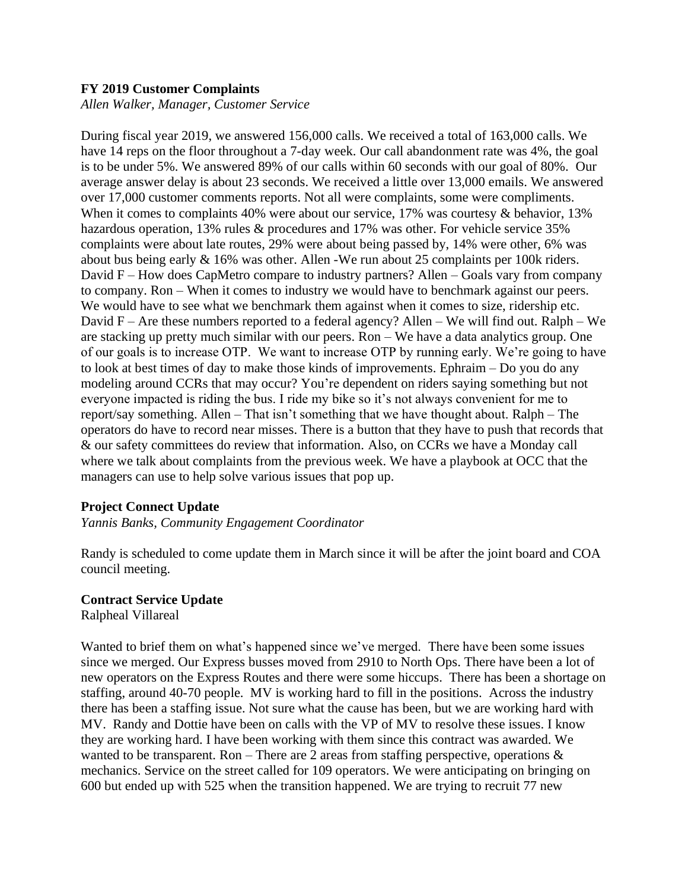**FY 2019 Customer Complaints**

*Allen Walker, Manager, Customer Service*

During fiscal year 2019, we answered 156,000 calls. We received a total of 163,000 calls. We have 14 reps on the floor throughout a 7-day week. Our call abandonment rate was 4%, the goal is to be under 5%. We answered 89% of our calls within 60 seconds with our goal of 80%. Our average answer delay is about 23 seconds. We received a little over 13,000 emails. We answered over 17,000 customer comments reports. Not all were complaints, some were compliments. When it comes to complaints 40% were about our service, 17% was courtesy & behavior, 13% hazardous operation, 13% rules & procedures and 17% was other. For vehicle service 35% complaints were about late routes, 29% were about being passed by, 14% were other, 6% was about bus being early & 16% was other. Allen -We run about 25 complaints per 100k riders. David F – How does CapMetro compare to industry partners? Allen – Goals vary from company to company. Ron – When it comes to industry we would have to benchmark against our peers. We would have to see what we benchmark them against when it comes to size, ridership etc. David F – Are these numbers reported to a federal agency? Allen – We will find out. Ralph – We are stacking up pretty much similar with our peers. Ron – We have a data analytics group. One of our goals is to increase OTP. We want to increase OTP by running early. We're going to have to look at best times of day to make those kinds of improvements. Ephraim – Do you do any modeling around CCRs that may occur? You're dependent on riders saying something but not everyone impacted is riding the bus. I ride my bike so it's not always convenient for me to report/say something. Allen – That isn't something that we have thought about. Ralph – The operators do have to record near misses. There is a button that they have to push that records that & our safety committees do review that information. Also, on CCRs we have a Monday call where we talk about complaints from the previous week. We have a playbook at OCC that the managers can use to help solve various issues that pop up.

**Project Connect Update**

*Yannis Banks, Community Engagement Coordinator*

Randy is scheduled to come update them in March since it will be after the joint board and COA council meeting.

**Contract Service Update**

Ralpheal Villareal

Wanted to brief them on what's happened since we've merged. There have been some issues since we merged. Our Express busses moved from 2910 to North Ops. There have been a lot of new operators on the Express Routes and there were some hiccups. There has been a shortage on staffing, around 40-70 people. MV is working hard to fill in the positions. Across the industry there has been a staffing issue. Not sure what the cause has been, but we are working hard with MV. Randy and Dottie have been on calls with the VP of MV to resolve these issues. I know they are working hard. I have been working with them since this contract was awarded. We wanted to be transparent. Ron – There are 2 areas from staffing perspective, operations & mechanics. Service on the street called for 109 operators. We were anticipating on bringing on 600 but ended up with 525 when the transition happened. We are trying to recruit 77 new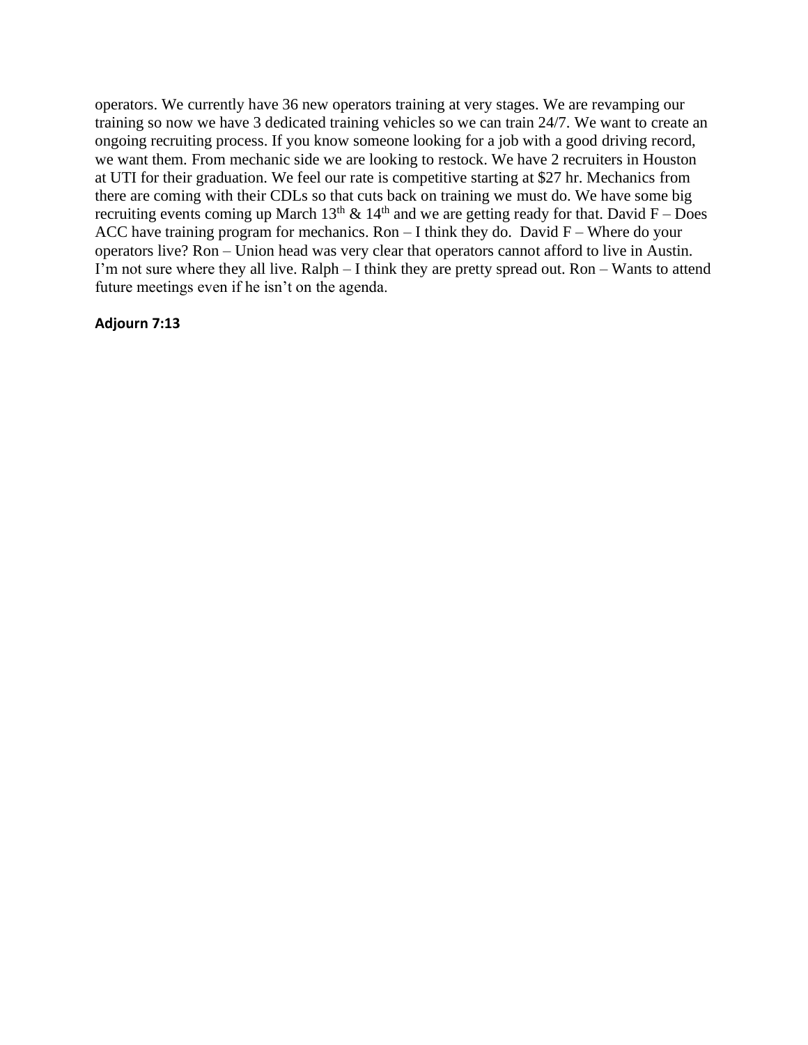operators. We currently have 36 new operators training at very stages. We are revamping our training so now we have 3 dedicated training vehicles so we can train 24/7. We want to create an ongoing recruiting process. If you know someone looking for a job with a good driving record, we want them. From mechanic side we are looking to restock. We have 2 recruiters in Houston at UTI for their graduation. We feel our rate is competitive starting at $27 hr. Mechanics from there are coming with their CDLs so that cuts back on training we must do. We have some big recruiting events coming up March 13th & 14th and we are getting ready for that. David F – Does ACC have training program for mechanics. Ron – I think they do. David F – Where do your operators live? Ron – Union head was very clear that operators cannot afford to live in Austin. I'm not sure where they all live. Ralph – I think they are pretty spread out. Ron – Wants to attend future meetings even if he isn't on the agenda.

**Adjourn 7:13**